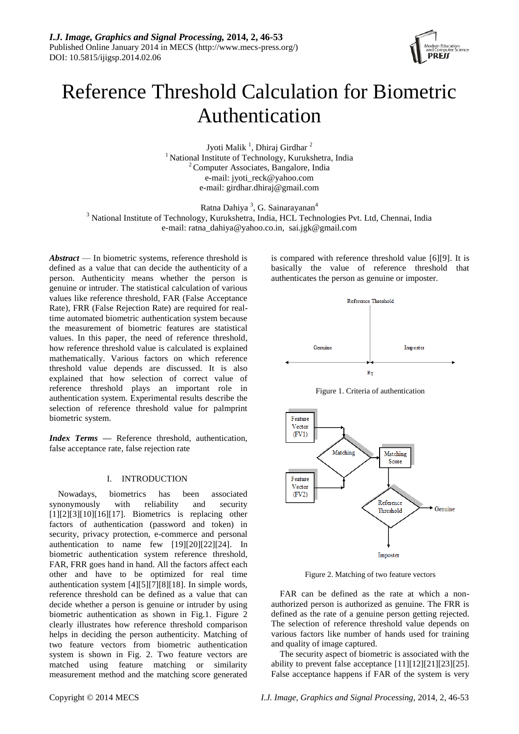# Reference Threshold Calculation for Biometric Authentication

Jyoti Malik [1], Dhiraj Girdhar [2]
[1] National Institute of Technology, Kurukshetra, India
[2] Computer Associates, Bangalore, India
e-mail: jyoti_reck@yahoo.com
e-mail: girdhar.dhiraj@gmail.com

Ratna Dahiya [3], G. Sainarayanan[4]
[3] National Institute of Technology, Kurukshetra, India, HCL Technologies Pvt. Ltd, Chennai, India
e-mail: ratna_dahiya@yahoo.co.in, sai.jgk@gmail.com

***Abstract*** — In biometric systems, reference threshold is defined as a value that can decide the authenticity of a person. Authenticity means whether the person is genuine or intruder. The statistical calculation of various values like reference threshold, FAR (False Acceptance Rate), FRR (False Rejection Rate) are required for real-time automated biometric authentication system because the measurement of biometric features are statistical values. In this paper, the need of reference threshold, how reference threshold value is calculated is explained mathematically. Various factors on which reference threshold value depends are discussed. It is also explained that how selection of correct value of reference threshold plays an important role in authentication system. Experimental results describe the selection of reference threshold value for palmprint biometric system.

***Index Terms*** — Reference threshold, authentication, false acceptance rate, false rejection rate

## I. INTRODUCTION

Nowadays, biometrics has been associated synonymously with reliability and security [1][2][3][10][16][17]. Biometrics is replacing other factors of authentication (password and token) in security, privacy protection, e-commerce and personal authentication to name few [19][20][22][24]. In biometric authentication system reference threshold, FAR, FRR goes hand in hand. All the factors affect each other and have to be optimized for real time authentication system [4][5][7][8][18]. In simple words, reference threshold can be defined as a value that can decide whether a person is genuine or intruder by using biometric authentication as shown in Fig.1. Figure 2 clearly illustrates how reference threshold comparison helps in deciding the person authenticity. Matching of two feature vectors from biometric authentication system is shown in Fig. 2. Two feature vectors are matched using feature matching or similarity measurement method and the matching score generated is compared with reference threshold value [6][9]. It is basically the value of reference threshold that authenticates the person as genuine or imposter.

Figure 1. Criteria of authentication

Figure 2. Matching of two feature vectors

FAR can be defined as the rate at which a non-authorized person is authorized as genuine. The FRR is defined as the rate of a genuine person getting rejected. The selection of reference threshold value depends on various factors like number of hands used for training and quality of image captured.

The security aspect of biometric is associated with the ability to prevent false acceptance [11][12][21][23][25]. False acceptance happens if FAR of the system is very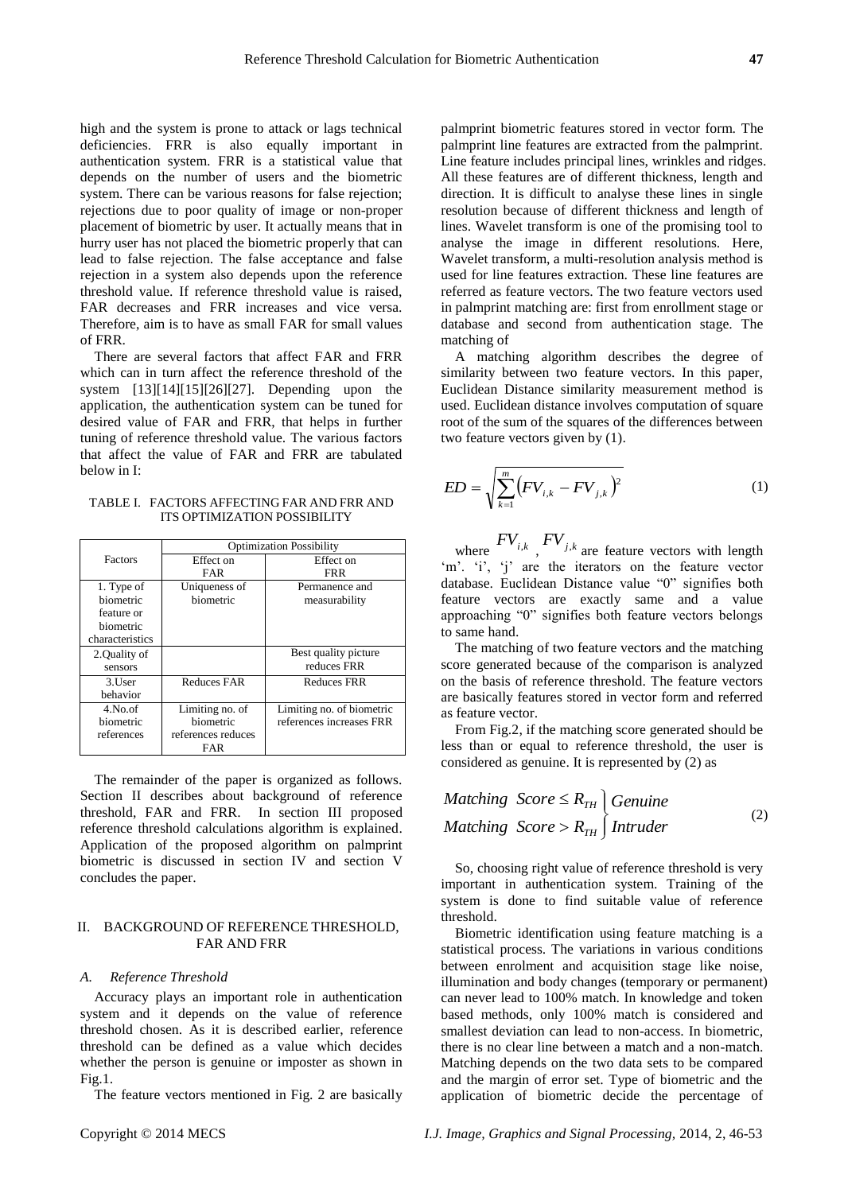high and the system is prone to attack or lags technical deficiencies. FRR is also equally important in authentication system. FRR is a statistical value that depends on the number of users and the biometric system. There can be various reasons for false rejection; rejections due to poor quality of image or non-proper placement of biometric by user. It actually means that in hurry user has not placed the biometric properly that can lead to false rejection. The false acceptance and false rejection in a system also depends upon the reference threshold value. If reference threshold value is raised, FAR decreases and FRR increases and vice versa. Therefore, aim is to have as small FAR for small values of FRR.

There are several factors that affect FAR and FRR which can in turn affect the reference threshold of the system [13][14][15][26][27]. Depending upon the application, the authentication system can be tuned for desired value of FAR and FRR, that helps in further tuning of reference threshold value. The various factors that affect the value of FAR and FRR are tabulated below in I:

TABLE I. FACTORS AFFECTING FAR AND FRR AND ITS OPTIMIZATION POSSIBILITY

| Factors | Optimization Possibility | |
|---|---|---|
| | Effect on FAR | Effect on FRR |
| 1. Type of biometric feature or biometric characteristics | Uniqueness of biometric | Permanence and measurability |
| 2.Quality of sensors | | Best quality picture reduces FRR |
| 3.User behavior | Reduces FAR | Reduces FRR |
| 4.No.of biometric references | Limiting no. of biometric references reduces FAR | Limiting no. of biometric references increases FRR |

The remainder of the paper is organized as follows. Section II describes about background of reference threshold, FAR and FRR. In section III proposed reference threshold calculations algorithm is explained. Application of the proposed algorithm on palmprint biometric is discussed in section IV and section V concludes the paper.

## II. BACKGROUND OF REFERENCE THRESHOLD, FAR AND FRR

### *A. Reference Threshold*

Accuracy plays an important role in authentication system and it depends on the value of reference threshold chosen. As it is described earlier, reference threshold can be defined as a value which decides whether the person is genuine or imposter as shown in Fig.1.

The feature vectors mentioned in Fig. 2 are basically palmprint biometric features stored in vector form. The palmprint line features are extracted from the palmprint. Line feature includes principal lines, wrinkles and ridges. All these features are of different thickness, length and direction. It is difficult to analyse these lines in single resolution because of different thickness and length of lines. Wavelet transform is one of the promising tool to analyse the image in different resolutions. Here, Wavelet transform, a multi-resolution analysis method is used for line features extraction. These line features are referred as feature vectors. The two feature vectors used in palmprint matching are: first from enrollment stage or database and second from authentication stage. The matching of

A matching algorithm describes the degree of similarity between two feature vectors. In this paper, Euclidean Distance similarity measurement method is used. Euclidean distance involves computation of square root of the sum of the squares of the differences between two feature vectors given by (1).

$$ED = \sqrt{\sum_{k=1}^{m} \left(FV_{i,k} - FV_{j,k}\right)^2} \tag{1}$$

where $FV_{i,k}$, $FV_{j,k}$ are feature vectors with length 'm'. 'i', 'j' are the iterators on the feature vector database. Euclidean Distance value "0" signifies both feature vectors are exactly same and a value approaching "0" signifies both feature vectors belongs to same hand.

The matching of two feature vectors and the matching score generated because of the comparison is analyzed on the basis of reference threshold. The feature vectors are basically features stored in vector form and referred as feature vector.

From Fig.2, if the matching score generated should be less than or equal to reference threshold, the user is considered as genuine. It is represented by (2) as

$$\left.\begin{aligned} Matching\ \ Score \le R_{TH} \\ Matching\ \ Score > R_{TH} \end{aligned}\right\} \begin{aligned} Genuine \\ Intruder \end{aligned} \tag{2}$$

So, choosing right value of reference threshold is very important in authentication system. Training of the system is done to find suitable value of reference threshold.

Biometric identification using feature matching is a statistical process. The variations in various conditions between enrolment and acquisition stage like noise, illumination and body changes (temporary or permanent) can never lead to 100% match. In knowledge and token based methods, only 100% match is considered and smallest deviation can lead to non-access. In biometric, there is no clear line between a match and a non-match. Matching depends on the two data sets to be compared and the margin of error set. Type of biometric and the application of biometric decide the percentage of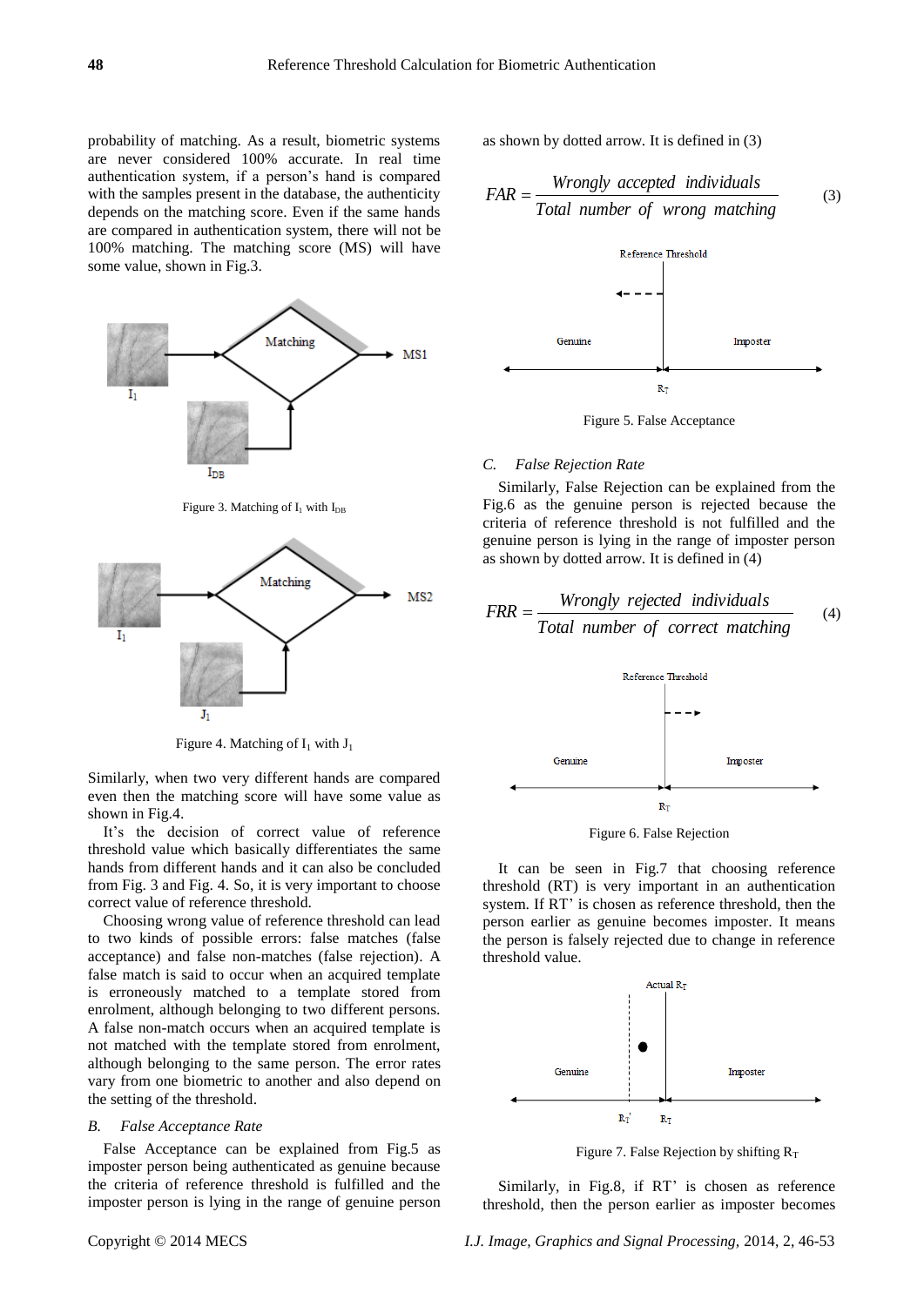probability of matching. As a result, biometric systems are never considered 100% accurate. In real time authentication system, if a person's hand is compared with the samples present in the database, the authenticity depends on the matching score. Even if the same hands are compared in authentication system, there will not be 100% matching. The matching score (MS) will have some value, shown in Fig.3.

Figure 3. Matching of $I_1$ with $I_{DB}$

Figure 4. Matching of $I_1$ with $J_1$

Similarly, when two very different hands are compared even then the matching score will have some value as shown in Fig.4.

It's the decision of correct value of reference threshold value which basically differentiates the same hands from different hands and it can also be concluded from Fig. 3 and Fig. 4. So, it is very important to choose correct value of reference threshold.

Choosing wrong value of reference threshold can lead to two kinds of possible errors: false matches (false acceptance) and false non-matches (false rejection). A false match is said to occur when an acquired template is erroneously matched to a template stored from enrolment, although belonging to two different persons. A false non-match occurs when an acquired template is not matched with the template stored from enrolment, although belonging to the same person. The error rates vary from one biometric to another and also depend on the setting of the threshold.

### B. *False Acceptance Rate*

False Acceptance can be explained from Fig.5 as imposter person being authenticated as genuine because the criteria of reference threshold is fulfilled and the imposter person is lying in the range of genuine person as shown by dotted arrow. It is defined in (3)

$$FAR = \frac{Wrongly\ accepted\ individuals}{Total\ number\ of\ wrong\ matching} \tag{3}$$

Figure 5. False Acceptance

### C. *False Rejection Rate*

Similarly, False Rejection can be explained from the Fig.6 as the genuine person is rejected because the criteria of reference threshold is not fulfilled and the genuine person is lying in the range of imposter person as shown by dotted arrow. It is defined in (4)

$$FRR = \frac{Wrongly\ rejected\ individuals}{Total\ number\ of\ correct\ matching} \tag{4}$$

Figure 6. False Rejection

It can be seen in Fig.7 that choosing reference threshold (RT) is very important in an authentication system. If RT' is chosen as reference threshold, then the person earlier as genuine becomes imposter. It means the person is falsely rejected due to change in reference threshold value.

Figure 7. False Rejection by shifting $R_T$

Similarly, in Fig.8, if RT' is chosen as reference threshold, then the person earlier as imposter becomes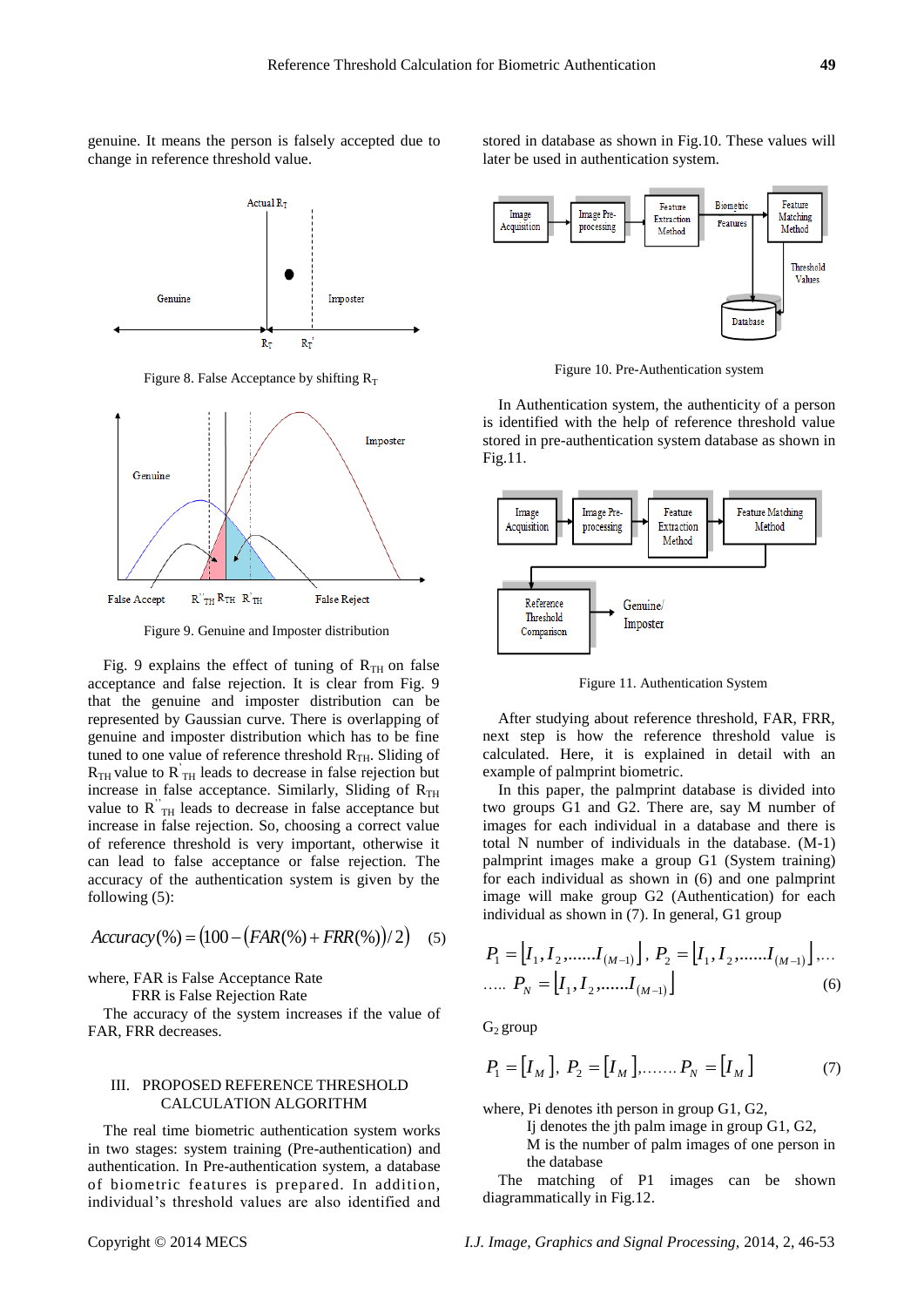genuine. It means the person is falsely accepted due to change in reference threshold value.

Figure 8. False Acceptance by shifting $R_T$

Figure 9. Genuine and Imposter distribution

Fig. 9 explains the effect of tuning of $R_{TH}$ on false acceptance and false rejection. It is clear from Fig. 9 that the genuine and imposter distribution can be represented by Gaussian curve. There is overlapping of genuine and imposter distribution which has to be fine tuned to one value of reference threshold $R_{TH}$. Sliding of $R_{TH}$ value to $R'_{TH}$ leads to decrease in false rejection but increase in false acceptance. Similarly, Sliding of $R_{TH}$ value to $R''_{TH}$ leads to decrease in false acceptance but increase in false rejection. So, choosing a correct value of reference threshold is very important, otherwise it can lead to false acceptance or false rejection. The accuracy of the authentication system is given by the following (5):

$$Accuracy(\%) = \left(100 - \left(FAR(\%) + FRR(\%)\right)/2\right) \quad (5)$$

where, FAR is False Acceptance Rate
FRR is False Rejection Rate

The accuracy of the system increases if the value of FAR, FRR decreases.

## III. PROPOSED REFERENCE THRESHOLD CALCULATION ALGORITHM

The real time biometric authentication system works in two stages: system training (Pre-authentication) and authentication. In Pre-authentication system, a database of biometric features is prepared. In addition, individual's threshold values are also identified and stored in database as shown in Fig.10. These values will later be used in authentication system.

Figure 10. Pre-Authentication system

In Authentication system, the authenticity of a person is identified with the help of reference threshold value stored in pre-authentication system database as shown in Fig.11.

Figure 11. Authentication System

After studying about reference threshold, FAR, FRR, next step is how the reference threshold value is calculated. Here, it is explained in detail with an example of palmprint biometric.

In this paper, the palmprint database is divided into two groups G1 and G2. There are, say M number of images for each individual in a database and there is total N number of individuals in the database. (M-1) palmprint images make a group G1 (System training) for each individual as shown in (6) and one palmprint image will make group G2 (Authentication) for each individual as shown in (7). In general, G1 group

$$P_1 = \left[I_1, I_2, \ldots\ldots I_{(M-1)}\right],\; P_2 = \left[I_1, I_2, \ldots\ldots I_{(M-1)}\right], \ldots$$
$$\ldots\ldots\; P_N = \left[I_1, I_2, \ldots\ldots I_{(M-1)}\right] \quad (6)$$

$G_2$ group

$$P_1 = \left[I_M\right],\; P_2 = \left[I_M\right], \ldots\ldots P_N = \left[I_M\right] \quad (7)$$

where, Pi denotes ith person in group G1, G2,
Ij denotes the jth palm image in group G1, G2,
M is the number of palm images of one person in the database

The matching of P1 images can be shown diagrammatically in Fig.12.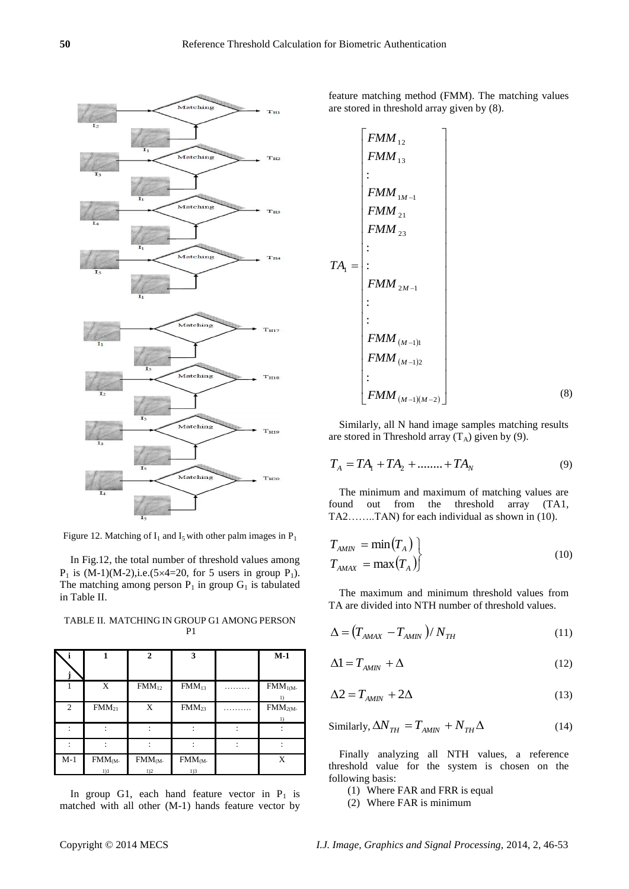Figure 12. Matching of $I_1$ and $I_5$ with other palm images in $P_1$

In Fig.12, the total number of threshold values among $P_1$ is (M-1)(M-2),i.e.(5×4=20, for 5 users in group $P_1$). The matching among person $P_1$ in group $G_1$ is tabulated in Table II.

TABLE II. MATCHING IN GROUP G1 AMONG PERSON P1

| i / j | 1 | 2 | 3 | | M-1 |
|---|---|---|---|---|---|
| 1 | X | $FMM_{12}$ | $FMM_{13}$ | ……… | $FMM_{1(M-1)}$ |
| 2 | $FMM_{21}$ | X | $FMM_{23}$ | ………. | $FMM_{2(M-1)}$ |
| : | : | : | : | : | : |
| : | : | : | : | : | : |
| M-1 | $FMM_{(M-1)1}$ | $FMM_{(M-1)2}$ | $FMM_{(M-1)3}$ | | X |

In group G1, each hand feature vector in $P_1$ is matched with all other (M-1) hands feature vector by feature matching method (FMM). The matching values are stored in threshold array given by (8).

$$TA_1 = \begin{bmatrix} FMM_{12} \\ FMM_{13} \\ : \\ FMM_{1M-1} \\ FMM_{21} \\ FMM_{23} \\ : \\ : \\ FMM_{2M-1} \\ : \\ : \\ FMM_{(M-1)1} \\ FMM_{(M-1)2} \\ : \\ FMM_{(M-1)(M-2)} \end{bmatrix} \quad (8)$$

Similarly, all N hand image samples matching results are stored in Threshold array ($T_A$) given by (9).

$$T_A = TA_1 + TA_2 + ........ + TA_N \quad (9)$$

The minimum and maximum of matching values are found out from the threshold array (TA1, TA2……..TAN) for each individual as shown in (10).

$$\left. \begin{aligned} T_{AMIN} &= \min(T_A) \\ T_{AMAX} &= \max(T_A) \end{aligned} \right\} \quad (10)$$

The maximum and minimum threshold values from TA are divided into NTH number of threshold values.

$$\Delta = (T_{AMAX} - T_{AMIN}) / N_{TH} \quad (11)$$

$$\Delta 1 = T_{AMIN} + \Delta \quad (12)$$

$$\Delta 2 = T_{AMIN} + 2\Delta \quad (13)$$

Similarly, $\Delta N_{TH} = T_{AMIN} + N_{TH}\Delta$ (14)

Finally analyzing all NTH values, a reference threshold value for the system is chosen on the following basis:

(1) Where FAR and FRR is equal
(2) Where FAR is minimum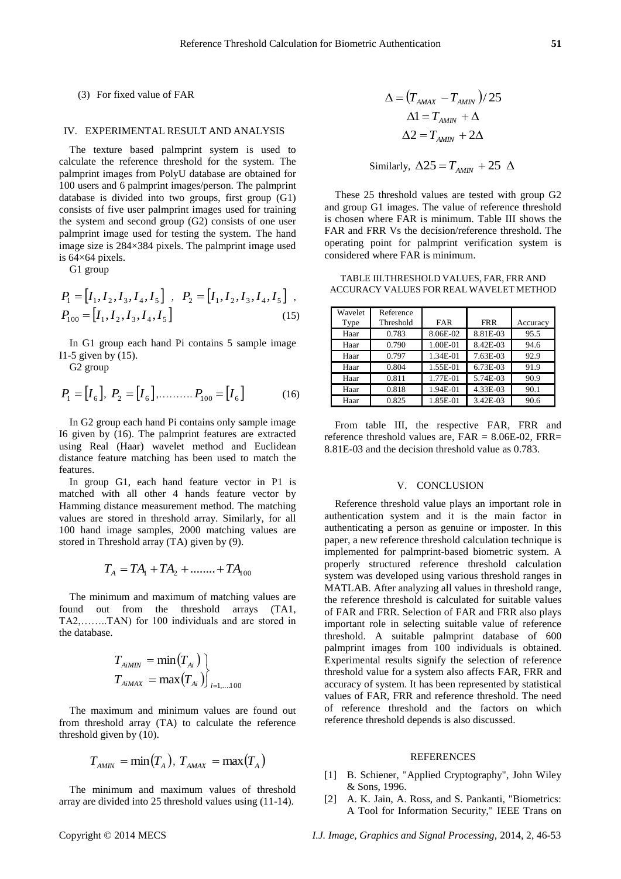(3) For fixed value of FAR

## IV. EXPERIMENTAL RESULT AND ANALYSIS

The texture based palmprint system is used to calculate the reference threshold for the system. The palmprint images from PolyU database are obtained for 100 users and 6 palmprint images/person. The palmprint database is divided into two groups, first group (G1) consists of five user palmprint images used for training the system and second group (G2) consists of one user palmprint image used for testing the system. The hand image size is 284×384 pixels. The palmprint image used is 64×64 pixels.

G1 group

$$P_1 = [I_1, I_2, I_3, I_4, I_5] \ , \ \ P_2 = [I_1, I_2, I_3, I_4, I_5] \ ,$$
$$P_{100} = [I_1, I_2, I_3, I_4, I_5] \tag{15}$$

In G1 group each hand Pi contains 5 sample image I1-5 given by (15).

G2 group

$$P_1 = [I_6], \ P_2 = [I_6], \ldots\ldots\ldots P_{100} = [I_6] \tag{16}$$

In G2 group each hand Pi contains only sample image I6 given by (16). The palmprint features are extracted using Real (Haar) wavelet method and Euclidean distance feature matching has been used to match the features.

In group G1, each hand feature vector in P1 is matched with all other 4 hands feature vector by Hamming distance measurement method. The matching values are stored in threshold array. Similarly, for all 100 hand image samples, 2000 matching values are stored in Threshold array (TA) given by (9).

$$T_A = TA_1 + TA_2 + \ldots\ldots + TA_{100}$$

The minimum and maximum of matching values are found out from the threshold arrays (TA1, TA2,……..TAN) for 100 individuals and are stored in the database.

$$\left.\begin{aligned} T_{AiMIN} &= \min(T_{Ai}) \\ T_{AiMAX} &= \max(T_{Ai}) \end{aligned}\right\}_{i=1,\ldots 100}$$

The maximum and minimum values are found out from threshold array (TA) to calculate the reference threshold given by (10).

$$T_{AMIN} = \min(T_A), \ T_{AMAX} = \max(T_A)$$

The minimum and maximum values of threshold array are divided into 25 threshold values using (11-14).

$$\Delta = (T_{AMAX} - T_{AMIN}) / 25$$
$$\Delta 1 = T_{AMIN} + \Delta$$
$$\Delta 2 = T_{AMIN} + 2\Delta$$

$$\text{Similarly, } \Delta 25 = T_{AMIN} + 25 \ \Delta$$

These 25 threshold values are tested with group G2 and group G1 images. The value of reference threshold is chosen where FAR is minimum. Table III shows the FAR and FRR Vs the decision/reference threshold. The operating point for palmprint verification system is considered where FAR is minimum.

TABLE III.THRESHOLD VALUES, FAR, FRR AND ACCURACY VALUES FOR REAL WAVELET METHOD

| Wavelet Type | Reference Threshold | FAR | FRR | Accuracy |
|---|---|---|---|---|
| Haar | 0.783 | 8.06E-02 | 8.81E-03 | 95.5 |
| Haar | 0.790 | 1.00E-01 | 8.42E-03 | 94.6 |
| Haar | 0.797 | 1.34E-01 | 7.63E-03 | 92.9 |
| Haar | 0.804 | 1.55E-01 | 6.73E-03 | 91.9 |
| Haar | 0.811 | 1.77E-01 | 5.74E-03 | 90.9 |
| Haar | 0.818 | 1.94E-01 | 4.33E-03 | 90.1 |
| Haar | 0.825 | 1.85E-01 | 3.42E-03 | 90.6 |

From table III, the respective FAR, FRR and reference threshold values are, FAR = 8.06E-02, FRR= 8.81E-03 and the decision threshold value as 0.783.

## V. CONCLUSION

Reference threshold value plays an important role in authentication system and it is the main factor in authenticating a person as genuine or imposter. In this paper, a new reference threshold calculation technique is implemented for palmprint-based biometric system. A properly structured reference threshold calculation system was developed using various threshold ranges in MATLAB. After analyzing all values in threshold range, the reference threshold is calculated for suitable values of FAR and FRR. Selection of FAR and FRR also plays important role in selecting suitable value of reference threshold. A suitable palmprint database of 600 palmprint images from 100 individuals is obtained. Experimental results signify the selection of reference threshold value for a system also affects FAR, FRR and accuracy of system. It has been represented by statistical values of FAR, FRR and reference threshold. The need of reference threshold and the factors on which reference threshold depends is also discussed.

## REFERENCES

[1] B. Schiener, "Applied Cryptography", John Wiley & Sons, 1996.

[2] A. K. Jain, A. Ross, and S. Pankanti, "Biometrics: A Tool for Information Security," IEEE Trans on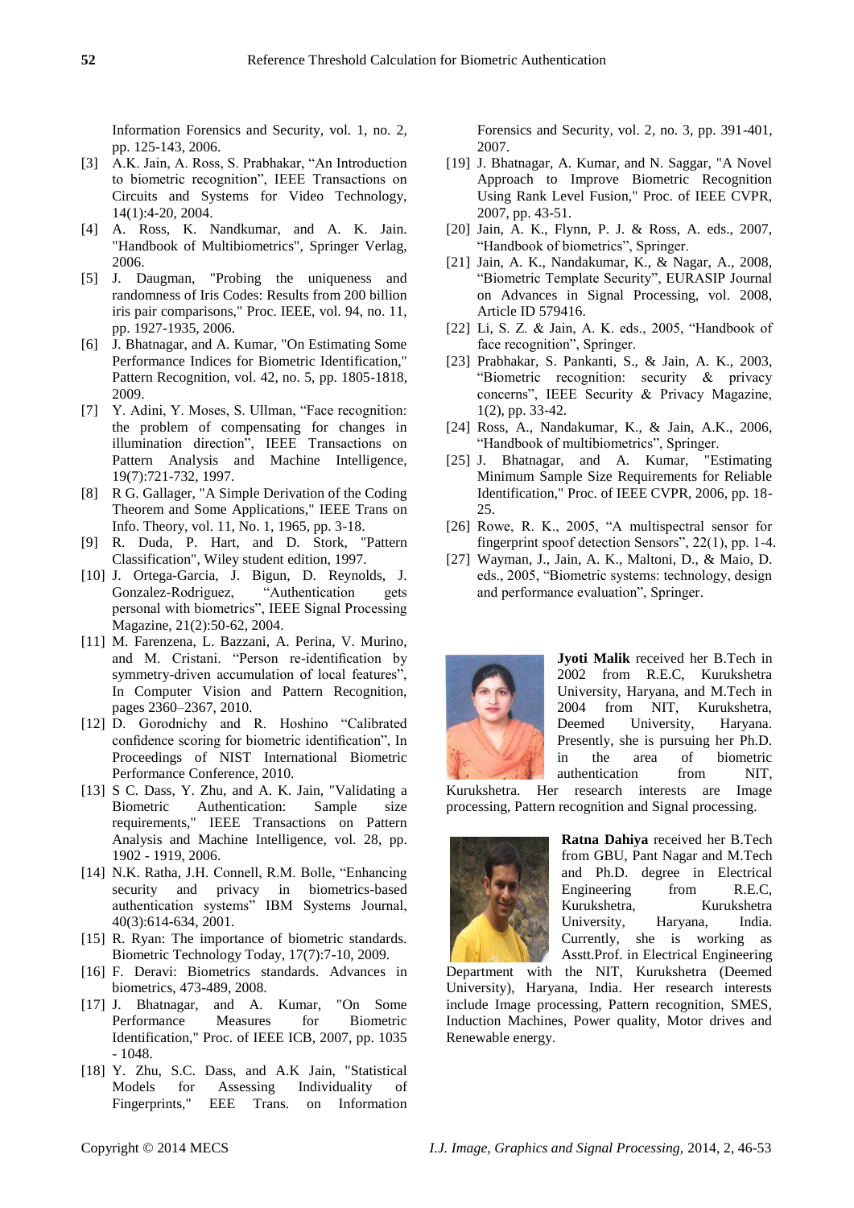Information Forensics and Security, vol. 1, no. 2, pp. 125-143, 2006.

[3] A.K. Jain, A. Ross, S. Prabhakar, "An Introduction to biometric recognition", IEEE Transactions on Circuits and Systems for Video Technology, 14(1):4-20, 2004.

[4] A. Ross, K. Nandkumar, and A. K. Jain. "Handbook of Multibiometrics", Springer Verlag, 2006.

[5] J. Daugman, "Probing the uniqueness and randomness of Iris Codes: Results from 200 billion iris pair comparisons," Proc. IEEE, vol. 94, no. 11, pp. 1927-1935, 2006.

[6] J. Bhatnagar, and A. Kumar, "On Estimating Some Performance Indices for Biometric Identification," Pattern Recognition, vol. 42, no. 5, pp. 1805-1818, 2009.

[7] Y. Adini, Y. Moses, S. Ullman, "Face recognition: the problem of compensating for changes in illumination direction", IEEE Transactions on Pattern Analysis and Machine Intelligence, 19(7):721-732, 1997.

[8] R G. Gallager, "A Simple Derivation of the Coding Theorem and Some Applications," IEEE Trans on Info. Theory, vol. 11, No. 1, 1965, pp. 3-18.

[9] R. Duda, P. Hart, and D. Stork, "Pattern Classification", Wiley student edition, 1997.

[10] J. Ortega-Garcia, J. Bigun, D. Reynolds, J. Gonzalez-Rodriguez, "Authentication gets personal with biometrics", IEEE Signal Processing Magazine, 21(2):50-62, 2004.

[11] M. Farenzena, L. Bazzani, A. Perina, V. Murino, and M. Cristani. "Person re-identification by symmetry-driven accumulation of local features", In Computer Vision and Pattern Recognition, pages 2360–2367, 2010.

[12] D. Gorodnichy and R. Hoshino "Calibrated confidence scoring for biometric identification", In Proceedings of NIST International Biometric Performance Conference, 2010.

[13] S C. Dass, Y. Zhu, and A. K. Jain, "Validating a Biometric Authentication: Sample size requirements," IEEE Transactions on Pattern Analysis and Machine Intelligence, vol. 28, pp. 1902 - 1919, 2006.

[14] N.K. Ratha, J.H. Connell, R.M. Bolle, "Enhancing security and privacy in biometrics-based authentication systems" IBM Systems Journal, 40(3):614-634, 2001.

[15] R. Ryan: The importance of biometric standards. Biometric Technology Today, 17(7):7-10, 2009.

[16] F. Deravi: Biometrics standards. Advances in biometrics, 473-489, 2008.

[17] J. Bhatnagar, and A. Kumar, "On Some Performance Measures for Biometric Identification," Proc. of IEEE ICB, 2007, pp. 1035 - 1048.

[18] Y. Zhu, S.C. Dass, and A.K Jain, "Statistical Models for Assessing Individuality of Fingerprints," EEE Trans. on Information Forensics and Security, vol. 2, no. 3, pp. 391-401, 2007.

[19] J. Bhatnagar, A. Kumar, and N. Saggar, "A Novel Approach to Improve Biometric Recognition Using Rank Level Fusion," Proc. of IEEE CVPR, 2007, pp. 43-51.

[20] Jain, A. K., Flynn, P. J. & Ross, A. eds., 2007, "Handbook of biometrics", Springer.

[21] Jain, A. K., Nandakumar, K., & Nagar, A., 2008, "Biometric Template Security", EURASIP Journal on Advances in Signal Processing, vol. 2008, Article ID 579416.

[22] Li, S. Z. & Jain, A. K. eds., 2005, "Handbook of face recognition", Springer.

[23] Prabhakar, S. Pankanti, S., & Jain, A. K., 2003, "Biometric recognition: security & privacy concerns", IEEE Security & Privacy Magazine, 1(2), pp. 33-42.

[24] Ross, A., Nandakumar, K., & Jain, A.K., 2006, "Handbook of multibiometrics", Springer.

[25] J. Bhatnagar, and A. Kumar, "Estimating Minimum Sample Size Requirements for Reliable Identification," Proc. of IEEE CVPR, 2006, pp. 18-25.

[26] Rowe, R. K., 2005, "A multispectral sensor for fingerprint spoof detection Sensors", 22(1), pp. 1-4.

[27] Wayman, J., Jain, A. K., Maltoni, D., & Maio, D. eds., 2005, "Biometric systems: technology, design and performance evaluation", Springer.

**Jyoti Malik** received her B.Tech in 2002 from R.E.C, Kurukshetra University, Haryana, and M.Tech in 2004 from NIT, Kurukshetra, Deemed University, Haryana. Presently, she is pursuing her Ph.D. in the area of biometric authentication from NIT, Kurukshetra. Her research interests are Image processing, Pattern recognition and Signal processing.

**Ratna Dahiya** received her B.Tech from GBU, Pant Nagar and M.Tech and Ph.D. degree in Electrical Engineering from R.E.C, Kurukshetra, Kurukshetra University, Haryana, India. Currently, she is working as Asstt.Prof. in Electrical Engineering Department with the NIT, Kurukshetra (Deemed University), Haryana, India. Her research interests include Image processing, Pattern recognition, SMES, Induction Machines, Power quality, Motor drives and Renewable energy.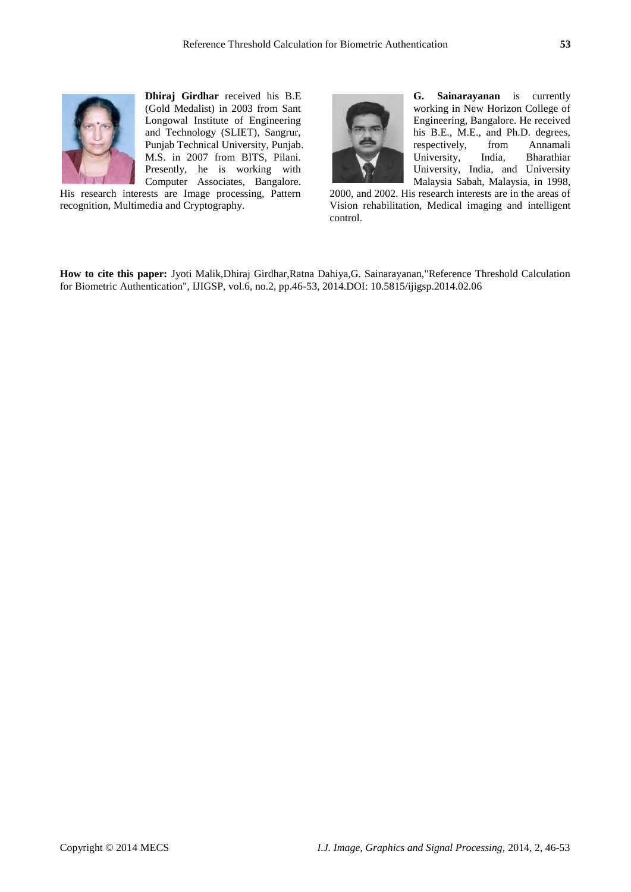**Dhiraj Girdhar** received his B.E (Gold Medalist) in 2003 from Sant Longowal Institute of Engineering and Technology (SLIET), Sangrur, Punjab Technical University, Punjab. M.S. in 2007 from BITS, Pilani. Presently, he is working with Computer Associates, Bangalore. His research interests are Image processing, Pattern recognition, Multimedia and Cryptography.

**G. Sainarayanan** is currently working in New Horizon College of Engineering, Bangalore. He received his B.E., M.E., and Ph.D. degrees, respectively, from Annamali University, India, Bharathiar University, India, and University Malaysia Sabah, Malaysia, in 1998, 2000, and 2002. His research interests are in the areas of Vision rehabilitation, Medical imaging and intelligent control.

**How to cite this paper:** Jyoti Malik,Dhiraj Girdhar,Ratna Dahiya,G. Sainarayanan,"Reference Threshold Calculation for Biometric Authentication", IJIGSP, vol.6, no.2, pp.46-53, 2014.DOI: 10.5815/ijigsp.2014.02.06